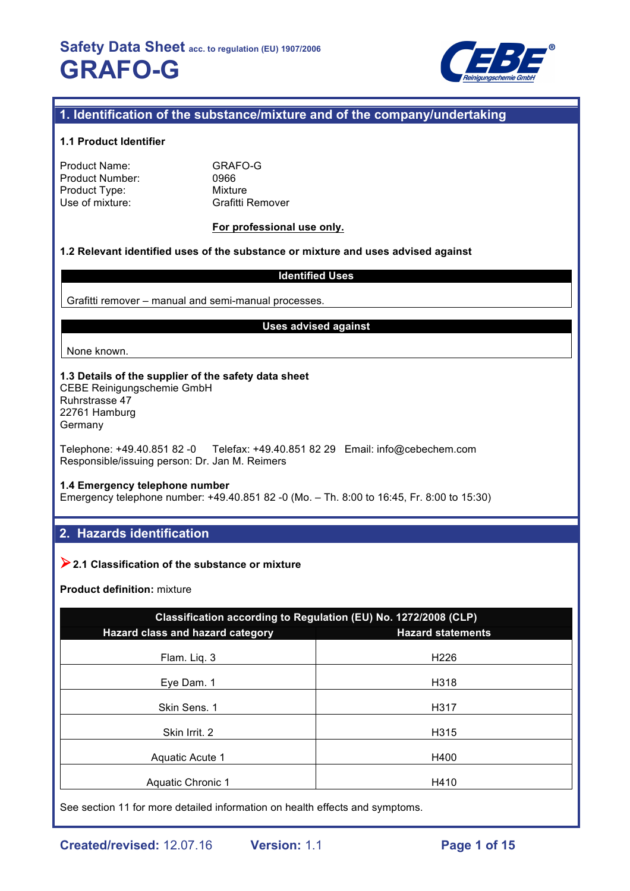# Safety Data Sheet acc. to regulation (EU) 1907/2006

# GRAFO-G

## 1. Identification of the substance/mixture and of the company/undertaking

### 1.1 Product Identifier

Product Name: GRAFO-G
Product Number: 0966
Product Type: Mixture
Use of mixture: Grafitti Remover

**For professional use only.**

### 1.2 Relevant identified uses of the substance or mixture and uses advised against

| Identified Uses |
|---|
| Grafitti remover – manual and semi-manual processes. |

| Uses advised against |
|---|
| None known. |

### 1.3 Details of the supplier of the safety data sheet

CEBE Reinigungschemie GmbH
Ruhrstrasse 47
22761 Hamburg
Germany

Telephone: +49.40.851 82 -0 Telefax: +49.40.851 82 29 Email: info@cebechem.com
Responsible/issuing person: Dr. Jan M. Reimers

### 1.4 Emergency telephone number

Emergency telephone number: +49.40.851 82 -0 (Mo. – Th. 8:00 to 16:45, Fr. 8:00 to 15:30)

## 2. Hazards identification

### 2.1 Classification of the substance or mixture

**Product definition:** mixture

| Classification according to Regulation (EU) No. 1272/2008 (CLP) | |
|---|---|
| **Hazard class and hazard category** | **Hazard statements** |
| Flam. Liq. 3 | H226 |
| Eye Dam. 1 | H318 |
| Skin Sens. 1 | H317 |
| Skin Irrit. 2 | H315 |
| Aquatic Acute 1 | H400 |
| Aquatic Chronic 1 | H410 |

See section 11 for more detailed information on health effects and symptoms.

**Created/revised:** 12.07.16 **Version:** 1.1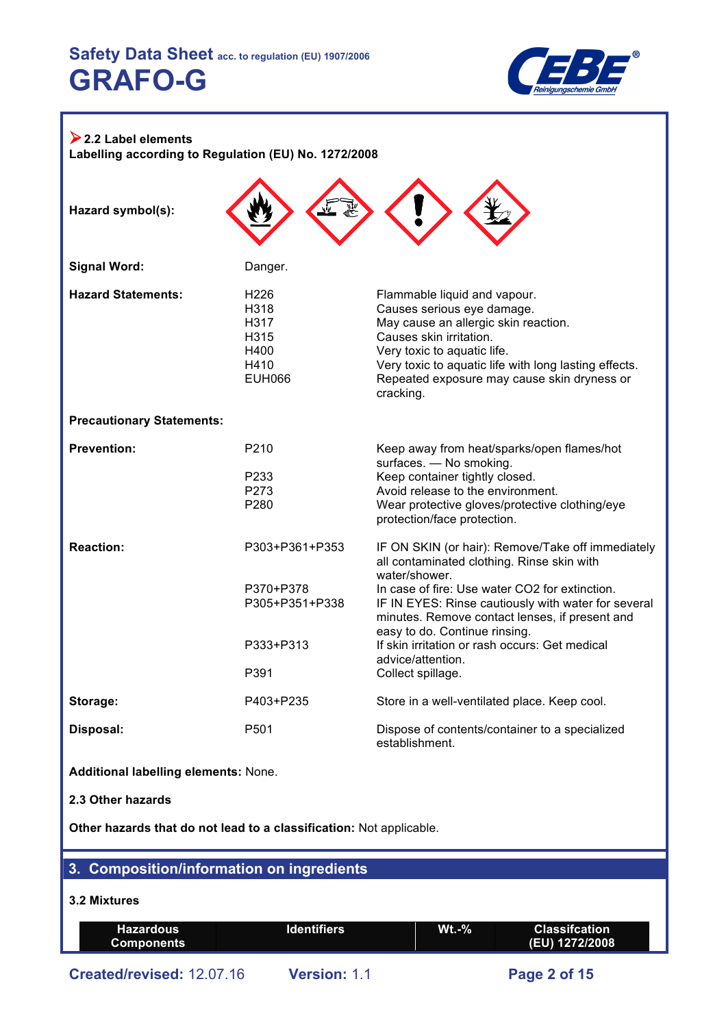### 2.2 Label elements

**Labelling according to Regulation (EU) No. 1272/2008**

**Hazard symbol(s):**

**Signal Word:** Danger.

**Hazard Statements:**

| | |
|---|---|
| H226 | Flammable liquid and vapour. |
| H318 | Causes serious eye damage. |
| H317 | May cause an allergic skin reaction. |
| H315 | Causes skin irritation. |
| H400 | Very toxic to aquatic life. |
| H410 | Very toxic to aquatic life with long lasting effects. |
| EUH066 | Repeated exposure may cause skin dryness or cracking. |

**Precautionary Statements:**

**Prevention:**

| | |
|---|---|
| P210 | Keep away from heat/sparks/open flames/hot surfaces. — No smoking. |
| P233 | Keep container tightly closed. |
| P273 | Avoid release to the environment. |
| P280 | Wear protective gloves/protective clothing/eye protection/face protection. |

**Reaction:**

| | |
|---|---|
| P303+P361+P353 | IF ON SKIN (or hair): Remove/Take off immediately all contaminated clothing. Rinse skin with water/shower. |
| P370+P378 | In case of fire: Use water CO2 for extinction. |
| P305+P351+P338 | IF IN EYES: Rinse cautiously with water for several minutes. Remove contact lenses, if present and easy to do. Continue rinsing. |
| P333+P313 | If skin irritation or rash occurs: Get medical advice/attention. |
| P391 | Collect spillage. |

**Storage:**

| | |
|---|---|
| P403+P235 | Store in a well-ventilated place. Keep cool. |

**Disposal:**

| | |
|---|---|
| P501 | Dispose of contents/container to a specialized establishment. |

**Additional labelling elements:** None.

### 2.3 Other hazards

**Other hazards that do not lead to a classification:** Not applicable.

## 3. Composition/information on ingredients

### 3.2 Mixtures

| Hazardous Components | Identifiers | Wt.-% | Classifcation (EU) 1272/2008 |
|---|---|---|---|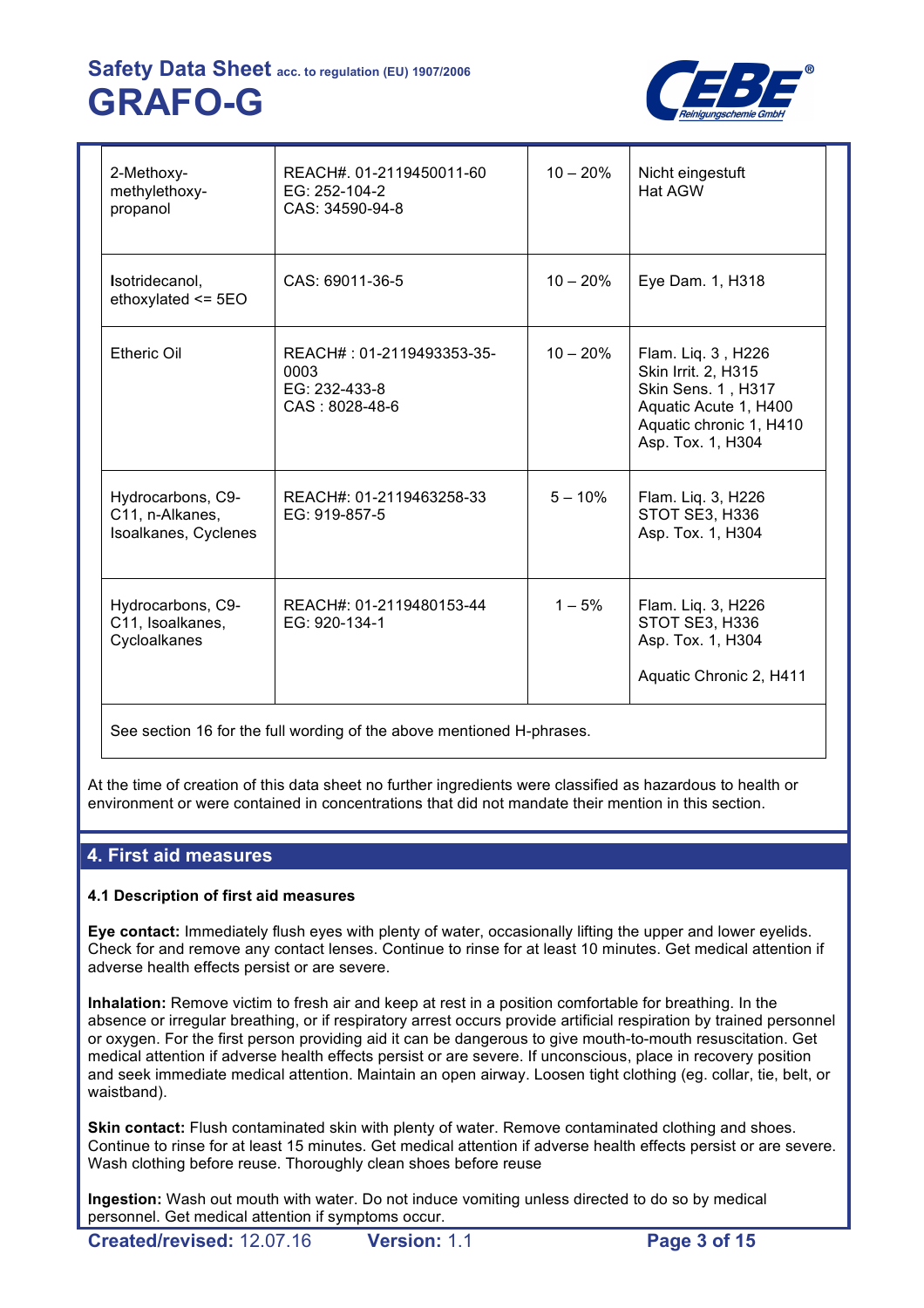| | | | |
|---|---|---|---|
| 2-Methoxy-methylethoxy-propanol | REACH#. 01-2119450011-60<br>EG: 252-104-2<br>CAS: 34590-94-8 | 10 – 20% | Nicht eingestuft<br>Hat AGW |
| Isotridecanol, ethoxylated <= 5EO | CAS: 69011-36-5 | 10 – 20% | Eye Dam. 1, H318 |
| Etheric Oil | REACH# : 01-2119493353-35-0003<br>EG: 232-433-8<br>CAS : 8028-48-6 | 10 – 20% | Flam. Liq. 3 , H226<br>Skin Irrit. 2, H315<br>Skin Sens. 1 , H317<br>Aquatic Acute 1, H400<br>Aquatic chronic 1, H410<br>Asp. Tox. 1, H304 |
| Hydrocarbons, C9-C11, n-Alkanes, Isoalkanes, Cyclenes | REACH#: 01-2119463258-33<br>EG: 919-857-5 | 5 – 10% | Flam. Liq. 3, H226<br>STOT SE3, H336<br>Asp. Tox. 1, H304 |
| Hydrocarbons, C9-C11, Isoalkanes, Cycloalkanes | REACH#: 01-2119480153-44<br>EG: 920-134-1 | 1 – 5% | Flam. Liq. 3, H226<br>STOT SE3, H336<br>Asp. Tox. 1, H304<br><br>Aquatic Chronic 2, H411 |
| See section 16 for the full wording of the above mentioned H-phrases. | | | |

At the time of creation of this data sheet no further ingredients were classified as hazardous to health or environment or were contained in concentrations that did not mandate their mention in this section.

## 4. First aid measures

### 4.1 Description of first aid measures

**Eye contact:** Immediately flush eyes with plenty of water, occasionally lifting the upper and lower eyelids. Check for and remove any contact lenses. Continue to rinse for at least 10 minutes. Get medical attention if adverse health effects persist or are severe.

**Inhalation:** Remove victim to fresh air and keep at rest in a position comfortable for breathing. In the absence or irregular breathing, or if respiratory arrest occurs provide artificial respiration by trained personnel or oxygen. For the first person providing aid it can be dangerous to give mouth-to-mouth resuscitation. Get medical attention if adverse health effects persist or are severe. If unconscious, place in recovery position and seek immediate medical attention. Maintain an open airway. Loosen tight clothing (eg. collar, tie, belt, or waistband).

**Skin contact:** Flush contaminated skin with plenty of water. Remove contaminated clothing and shoes. Continue to rinse for at least 15 minutes. Get medical attention if adverse health effects persist or are severe. Wash clothing before reuse. Thoroughly clean shoes before reuse

**Ingestion:** Wash out mouth with water. Do not induce vomiting unless directed to do so by medical personnel. Get medical attention if symptoms occur.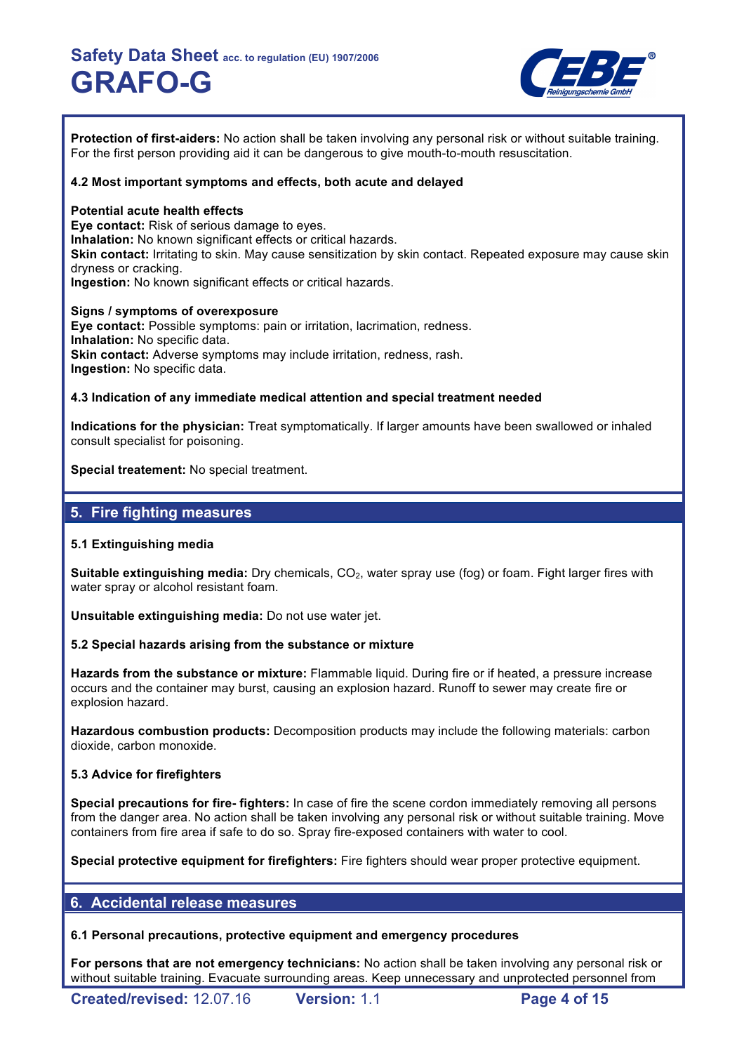**Protection of first-aiders:** No action shall be taken involving any personal risk or without suitable training. For the first person providing aid it can be dangerous to give mouth-to-mouth resuscitation.

### 4.2 Most important symptoms and effects, both acute and delayed

**Potential acute health effects**
**Eye contact:** Risk of serious damage to eyes.
**Inhalation:** No known significant effects or critical hazards.
**Skin contact:** Irritating to skin. May cause sensitization by skin contact. Repeated exposure may cause skin dryness or cracking.
**Ingestion:** No known significant effects or critical hazards.

**Signs / symptoms of overexposure**
**Eye contact:** Possible symptoms: pain or irritation, lacrimation, redness.
**Inhalation:** No specific data.
**Skin contact:** Adverse symptoms may include irritation, redness, rash.
**Ingestion:** No specific data.

### 4.3 Indication of any immediate medical attention and special treatment needed

**Indications for the physician:** Treat symptomatically. If larger amounts have been swallowed or inhaled consult specialist for poisoning.

**Special treatement:** No special treatment.

## 5. Fire fighting measures

### 5.1 Extinguishing media

**Suitable extinguishing media:** Dry chemicals, $CO_2$, water spray use (fog) or foam. Fight larger fires with water spray or alcohol resistant foam.

**Unsuitable extinguishing media:** Do not use water jet.

### 5.2 Special hazards arising from the substance or mixture

**Hazards from the substance or mixture:** Flammable liquid. During fire or if heated, a pressure increase occurs and the container may burst, causing an explosion hazard. Runoff to sewer may create fire or explosion hazard.

**Hazardous combustion products:** Decomposition products may include the following materials: carbon dioxide, carbon monoxide.

### 5.3 Advice for firefighters

**Special precautions for fire- fighters:** In case of fire the scene cordon immediately removing all persons from the danger area. No action shall be taken involving any personal risk or without suitable training. Move containers from fire area if safe to do so. Spray fire-exposed containers with water to cool.

**Special protective equipment for firefighters:** Fire fighters should wear proper protective equipment.

## 6. Accidental release measures

### 6.1 Personal precautions, protective equipment and emergency procedures

**For persons that are not emergency technicians:** No action shall be taken involving any personal risk or without suitable training. Evacuate surrounding areas. Keep unnecessary and unprotected personnel from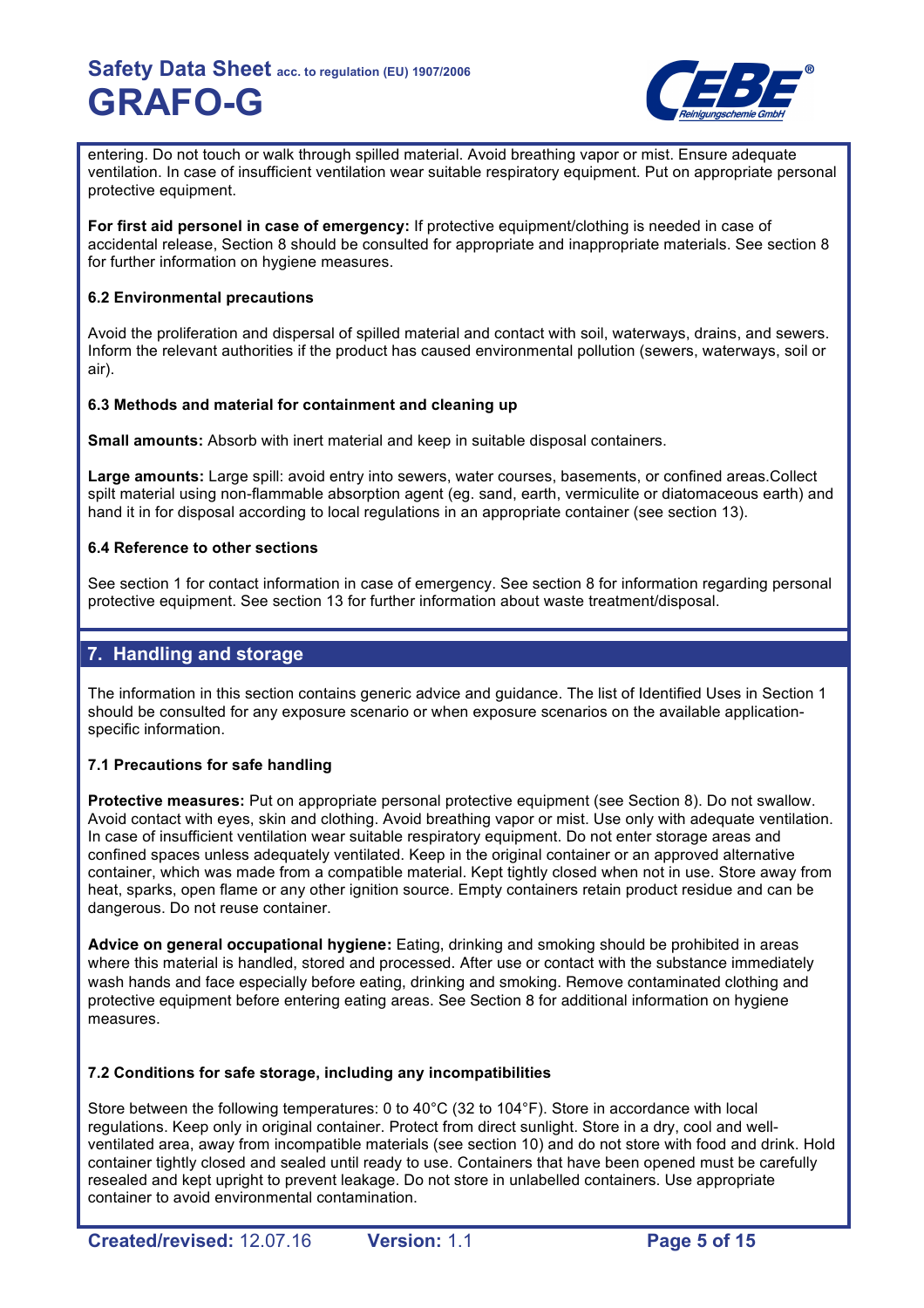entering. Do not touch or walk through spilled material. Avoid breathing vapor or mist. Ensure adequate ventilation. In case of insufficient ventilation wear suitable respiratory equipment. Put on appropriate personal protective equipment.

**For first aid personel in case of emergency:** If protective equipment/clothing is needed in case of accidental release, Section 8 should be consulted for appropriate and inappropriate materials. See section 8 for further information on hygiene measures.

### 6.2 Environmental precautions

Avoid the proliferation and dispersal of spilled material and contact with soil, waterways, drains, and sewers. Inform the relevant authorities if the product has caused environmental pollution (sewers, waterways, soil or air).

### 6.3 Methods and material for containment and cleaning up

**Small amounts:** Absorb with inert material and keep in suitable disposal containers.

**Large amounts:** Large spill: avoid entry into sewers, water courses, basements, or confined areas.Collect spilt material using non-flammable absorption agent (eg. sand, earth, vermiculite or diatomaceous earth) and hand it in for disposal according to local regulations in an appropriate container (see section 13).

### 6.4 Reference to other sections

See section 1 for contact information in case of emergency. See section 8 for information regarding personal protective equipment. See section 13 for further information about waste treatment/disposal.

## 7. Handling and storage

The information in this section contains generic advice and guidance. The list of Identified Uses in Section 1 should be consulted for any exposure scenario or when exposure scenarios on the available application-specific information.

### 7.1 Precautions for safe handling

**Protective measures:** Put on appropriate personal protective equipment (see Section 8). Do not swallow. Avoid contact with eyes, skin and clothing. Avoid breathing vapor or mist. Use only with adequate ventilation. In case of insufficient ventilation wear suitable respiratory equipment. Do not enter storage areas and confined spaces unless adequately ventilated. Keep in the original container or an approved alternative container, which was made from a compatible material. Kept tightly closed when not in use. Store away from heat, sparks, open flame or any other ignition source. Empty containers retain product residue and can be dangerous. Do not reuse container.

**Advice on general occupational hygiene:** Eating, drinking and smoking should be prohibited in areas where this material is handled, stored and processed. After use or contact with the substance immediately wash hands and face especially before eating, drinking and smoking. Remove contaminated clothing and protective equipment before entering eating areas. See Section 8 for additional information on hygiene measures.

### 7.2 Conditions for safe storage, including any incompatibilities

Store between the following temperatures: 0 to 40°C (32 to 104°F). Store in accordance with local regulations. Keep only in original container. Protect from direct sunlight. Store in a dry, cool and well-ventilated area, away from incompatible materials (see section 10) and do not store with food and drink. Hold container tightly closed and sealed until ready to use. Containers that have been opened must be carefully resealed and kept upright to prevent leakage. Do not store in unlabelled containers. Use appropriate container to avoid environmental contamination.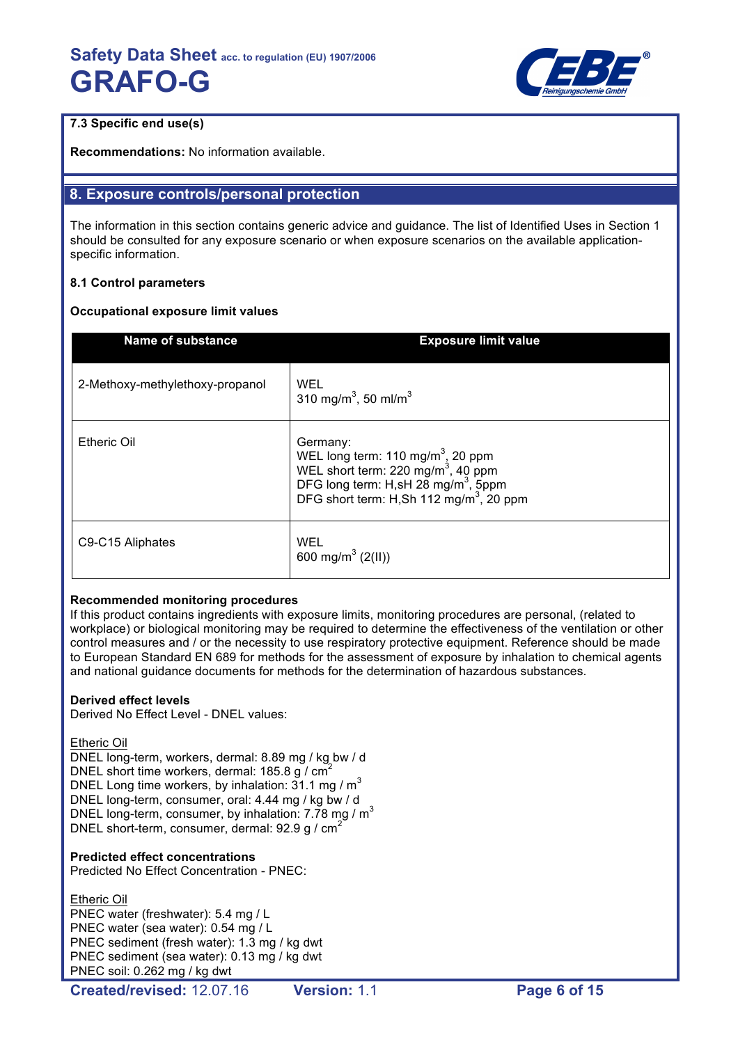### 7.3 Specific end use(s)

**Recommendations:** No information available.

## 8. Exposure controls/personal protection

The information in this section contains generic advice and guidance. The list of Identified Uses in Section 1 should be consulted for any exposure scenario or when exposure scenarios on the available application-specific information.

### 8.1 Control parameters

**Occupational exposure limit values**

| Name of substance | Exposure limit value |
|---|---|
| 2-Methoxy-methylethoxy-propanol | WEL<br>310 mg/m$^3$, 50 ml/m$^3$ |
| Etheric Oil | Germany:<br>WEL long term: 110 mg/m$^3$, 20 ppm<br>WEL short term: 220 mg/m$^3$, 40 ppm<br>DFG long term: H,sH 28 mg/m$^3$, 5ppm<br>DFG short term: H,Sh 112 mg/m$^3$, 20 ppm |
| C9-C15 Aliphates | WEL<br>600 mg/m$^3$ (2(II)) |

**Recommended monitoring procedures**
If this product contains ingredients with exposure limits, monitoring procedures are personal, (related to workplace) or biological monitoring may be required to determine the effectiveness of the ventilation or other control measures and / or the necessity to use respiratory protective equipment. Reference should be made to European Standard EN 689 for methods for the assessment of exposure by inhalation to chemical agents and national guidance documents for methods for the determination of hazardous substances.

**Derived effect levels**
Derived No Effect Level - DNEL values:

Etheric Oil
DNEL long-term, workers, dermal: 8.89 mg / kg bw / d
DNEL short time workers, dermal: 185.8 g / cm$^2$
DNEL Long time workers, by inhalation: 31.1 mg / m$^3$
DNEL long-term, consumer, oral: 4.44 mg / kg bw / d
DNEL long-term, consumer, by inhalation: 7.78 mg / m$^3$
DNEL short-term, consumer, dermal: 92.9 g / cm$^2$

**Predicted effect concentrations**
Predicted No Effect Concentration - PNEC:

Etheric Oil
PNEC water (freshwater): 5.4 mg / L
PNEC water (sea water): 0.54 mg / L
PNEC sediment (fresh water): 1.3 mg / kg dwt
PNEC sediment (sea water): 0.13 mg / kg dwt
PNEC soil: 0.262 mg / kg dwt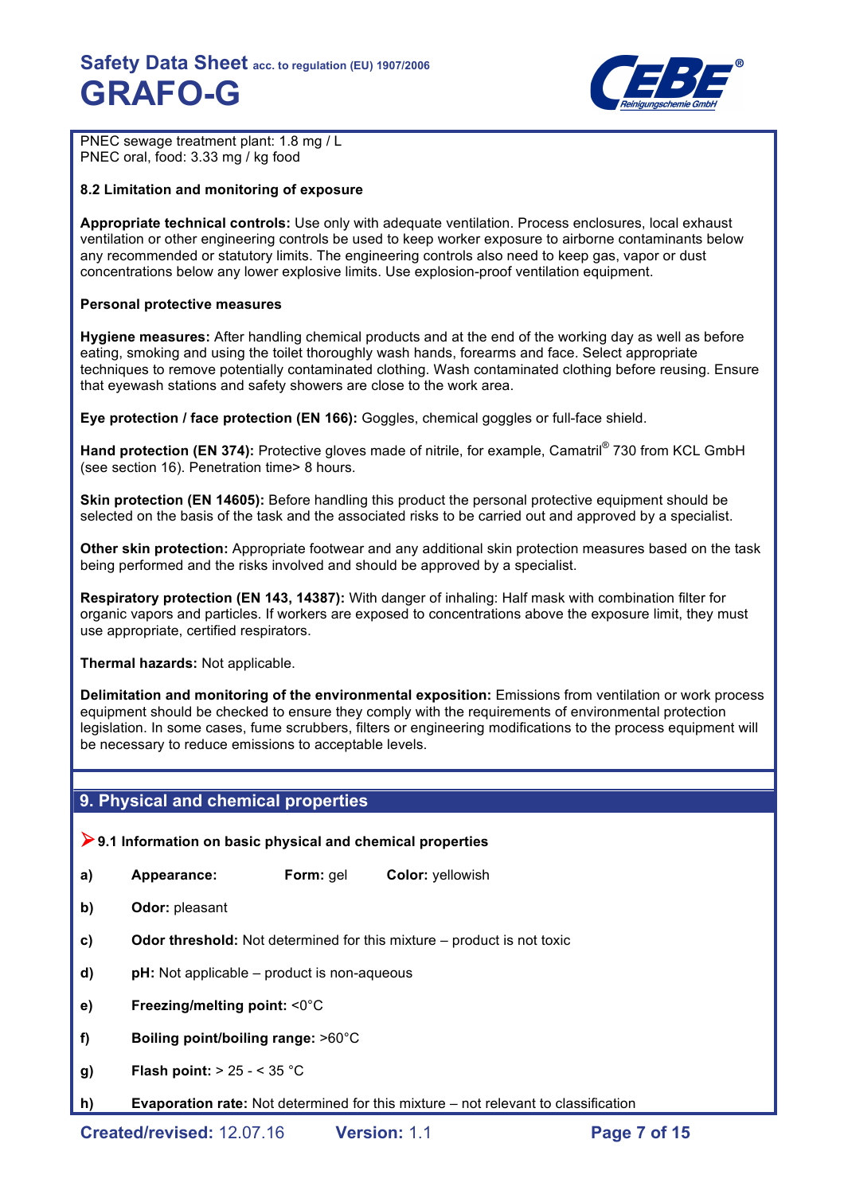PNEC sewage treatment plant: 1.8 mg / L
PNEC oral, food: 3.33 mg / kg food

### 8.2 Limitation and monitoring of exposure

**Appropriate technical controls:** Use only with adequate ventilation. Process enclosures, local exhaust ventilation or other engineering controls be used to keep worker exposure to airborne contaminants below any recommended or statutory limits. The engineering controls also need to keep gas, vapor or dust concentrations below any lower explosive limits. Use explosion-proof ventilation equipment.

**Personal protective measures**

**Hygiene measures:** After handling chemical products and at the end of the working day as well as before eating, smoking and using the toilet thoroughly wash hands, forearms and face. Select appropriate techniques to remove potentially contaminated clothing. Wash contaminated clothing before reusing. Ensure that eyewash stations and safety showers are close to the work area.

**Eye protection / face protection (EN 166):** Goggles, chemical goggles or full-face shield.

**Hand protection (EN 374):** Protective gloves made of nitrile, for example, Camatril® 730 from KCL GmbH (see section 16). Penetration time> 8 hours.

**Skin protection (EN 14605):** Before handling this product the personal protective equipment should be selected on the basis of the task and the associated risks to be carried out and approved by a specialist.

**Other skin protection:** Appropriate footwear and any additional skin protection measures based on the task being performed and the risks involved and should be approved by a specialist.

**Respiratory protection (EN 143, 14387):** With danger of inhaling: Half mask with combination filter for organic vapors and particles. If workers are exposed to concentrations above the exposure limit, they must use appropriate, certified respirators.

**Thermal hazards:** Not applicable.

**Delimitation and monitoring of the environmental exposition:** Emissions from ventilation or work process equipment should be checked to ensure they comply with the requirements of environmental protection legislation. In some cases, fume scrubbers, filters or engineering modifications to the process equipment will be necessary to reduce emissions to acceptable levels.

## 9. Physical and chemical properties

### ➤ 9.1 Information on basic physical and chemical properties

- a) **Appearance:** **Form:** gel **Color:** yellowish
- b) **Odor:** pleasant
- c) **Odor threshold:** Not determined for this mixture – product is not toxic
- d) **pH:** Not applicable – product is non-aqueous
- e) **Freezing/melting point:** <0°C
- f) **Boiling point/boiling range:** >60°C
- g) **Flash point:** > 25 - < 35 °C
- h) **Evaporation rate:** Not determined for this mixture – not relevant to classification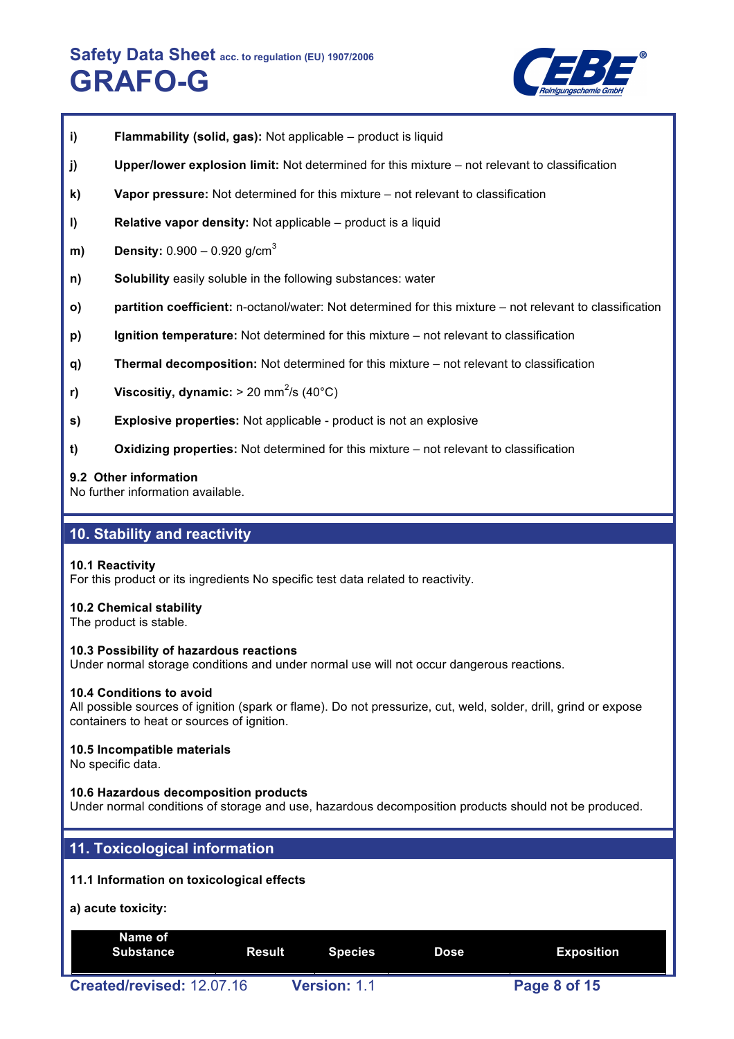- **i) Flammability (solid, gas):** Not applicable – product is liquid
- **j) Upper/lower explosion limit:** Not determined for this mixture – not relevant to classification
- **k) Vapor pressure:** Not determined for this mixture – not relevant to classification
- **l) Relative vapor density:** Not applicable – product is a liquid
- **m) Density:** 0.900 – 0.920 g/cm$^3$
- **n) Solubility** easily soluble in the following substances: water
- **o) partition coefficient:** n-octanol/water: Not determined for this mixture – not relevant to classification
- **p) Ignition temperature:** Not determined for this mixture – not relevant to classification
- **q) Thermal decomposition:** Not determined for this mixture – not relevant to classification
- **r) Viscositiy, dynamic:** > 20 mm$^2$/s (40°C)
- **s) Explosive properties:** Not applicable - product is not an explosive
- **t) Oxidizing properties:** Not determined for this mixture – not relevant to classification

**9.2 Other information**
No further information available.

## 10. Stability and reactivity

**10.1 Reactivity**
For this product or its ingredients No specific test data related to reactivity.

**10.2 Chemical stability**
The product is stable.

**10.3 Possibility of hazardous reactions**
Under normal storage conditions and under normal use will not occur dangerous reactions.

**10.4 Conditions to avoid**
All possible sources of ignition (spark or flame). Do not pressurize, cut, weld, solder, drill, grind or expose containers to heat or sources of ignition.

**10.5 Incompatible materials**
No specific data.

**10.6 Hazardous decomposition products**
Under normal conditions of storage and use, hazardous decomposition products should not be produced.

## 11. Toxicological information

**11.1 Information on toxicological effects**

**a) acute toxicity:**

| Name of Substance | Result | Species | Dose | Exposition |
|---|---|---|---|---|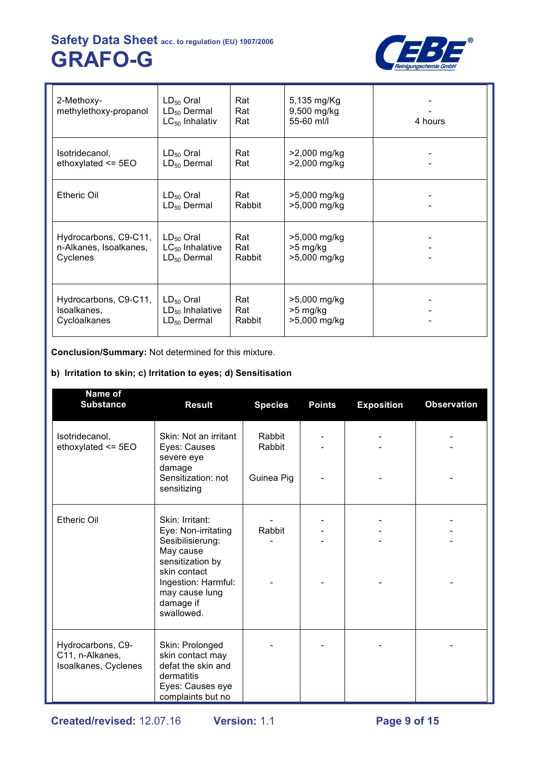| | | | | |
|---|---|---|---|---|
| 2-Methoxy-methylethoxy-propanol | $LD_{50}$ Oral<br>$LD_{50}$ Dermal<br>$LC_{50}$ Inhalativ | Rat<br>Rat<br>Rat | 5,135 mg/Kg<br>9,500 mg/kg<br>55-60 ml/l | -<br>-<br>4 hours |
| Isotridecanol, ethoxylated <= 5EO | $LD_{50}$ Oral<br>$LD_{50}$ Dermal | Rat<br>Rat | >2,000 mg/kg<br>>2,000 mg/kg | -<br>- |
| Etheric Oil | $LD_{50}$ Oral<br>$LD_{50}$ Dermal | Rat<br>Rabbit | >5,000 mg/kg<br>>5,000 mg/kg | -<br>- |
| Hydrocarbons, C9-C11, n-Alkanes, Isoalkanes, Cyclenes | $LD_{50}$ Oral<br>$LC_{50}$ Inhalative<br>$LD_{50}$ Dermal | Rat<br>Rat<br>Rabbit | >5,000 mg/kg<br>>5 mg/kg<br>>5,000 mg/kg | -<br>-<br>- |
| Hydrocarbons, C9-C11, Isoalkanes, Cycloalkanes | $LD_{50}$ Oral<br>$LD_{50}$ Inhalative<br>$LD_{50}$ Dermal | Rat<br>Rat<br>Rabbit | >5,000 mg/kg<br>>5 mg/kg<br>>5,000 mg/kg | -<br>-<br>- |

**Conclusion/Summary:** Not determined for this mixture.

**b) Irritation to skin; c) Irritation to eyes; d) Sensitisation**

| Name of Substance | Result | Species | Points | Exposition | Observation |
|---|---|---|---|---|---|
| Isotridecanol, ethoxylated <= 5EO | Skin: Not an irritant<br>Eyes: Causes severe eye damage<br>Sensitization: not sensitizing | Rabbit<br>Rabbit<br>Guinea Pig | -<br>-<br>- | -<br>-<br>- | -<br>-<br>- |
| Etheric Oil | Skin: Irritant:<br>Eye: Non-irritating<br>Sesibilisierung: May cause sensitization by skin contact<br>Ingestion: Harmful: may cause lung damage if swallowed. | -<br>Rabbit<br>-<br>- | -<br>-<br>-<br>- | -<br>-<br>-<br>- | -<br>-<br>-<br>- |
| Hydrocarbons, C9-C11, n-Alkanes, Isoalkanes, Cyclenes | Skin: Prolonged skin contact may defat the skin and dermatitis<br>Eyes: Causes eye complaints but no | - | - | - | - |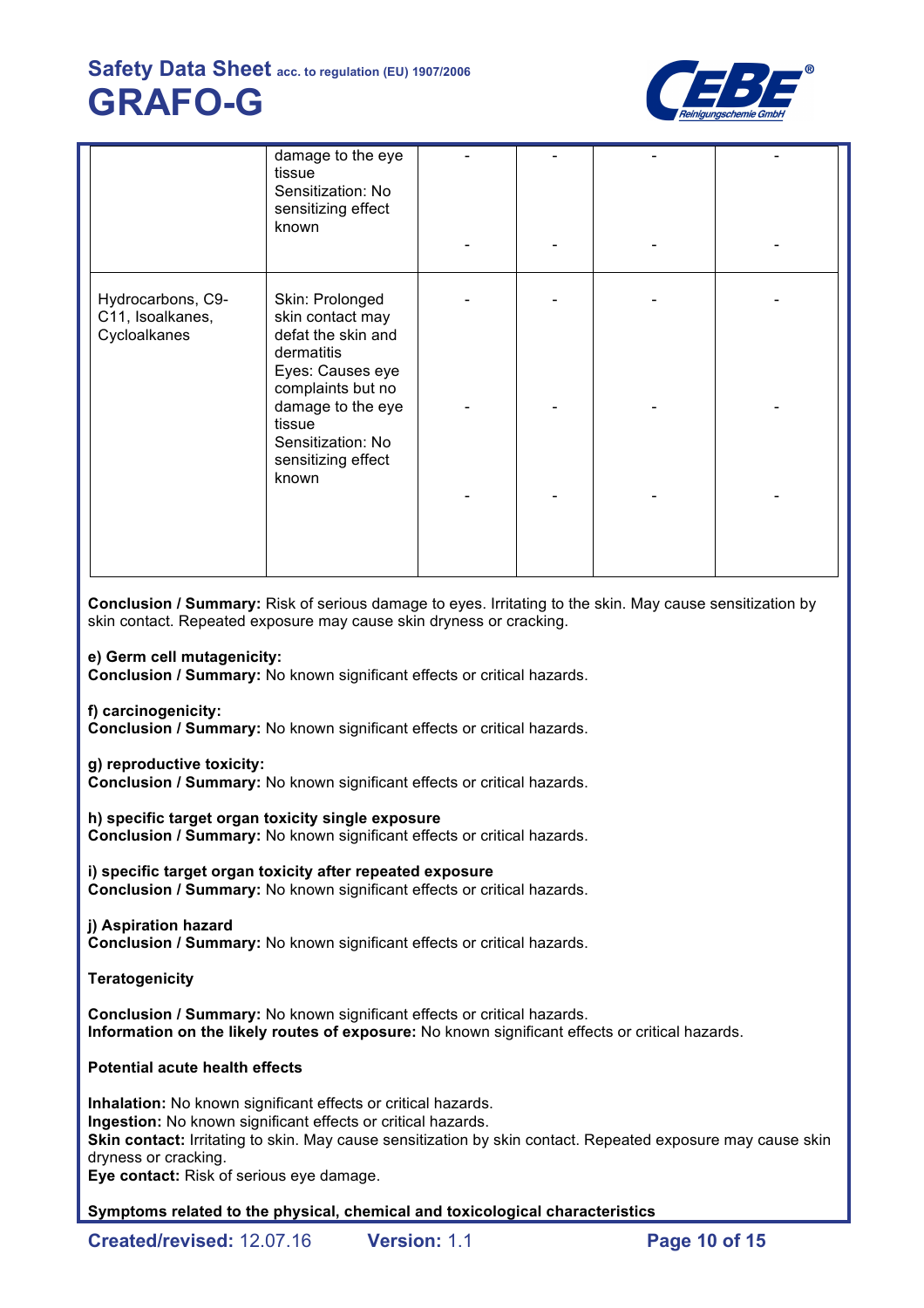| | | | | | |
|---|---|---|---|---|---|
| | damage to the eye tissue<br>Sensitization: No sensitizing effect known | -<br>- | -<br>- | -<br>- | -<br>- |
| Hydrocarbons, C9-C11, Isoalkanes, Cycloalkanes | Skin: Prolonged skin contact may defat the skin and dermatitis<br>Eyes: Causes eye complaints but no damage to the eye tissue<br>Sensitization: No sensitizing effect known | -<br>-<br>- | -<br>-<br>- | -<br>-<br>- | -<br>-<br>- |

**Conclusion / Summary:** Risk of serious damage to eyes. Irritating to the skin. May cause sensitization by skin contact. Repeated exposure may cause skin dryness or cracking.

**e) Germ cell mutagenicity:**
**Conclusion / Summary:** No known significant effects or critical hazards.

**f) carcinogenicity:**
**Conclusion / Summary:** No known significant effects or critical hazards.

**g) reproductive toxicity:**
**Conclusion / Summary:** No known significant effects or critical hazards.

**h) specific target organ toxicity single exposure**
**Conclusion / Summary:** No known significant effects or critical hazards.

**i) specific target organ toxicity after repeated exposure**
**Conclusion / Summary:** No known significant effects or critical hazards.

**j) Aspiration hazard**
**Conclusion / Summary:** No known significant effects or critical hazards.

**Teratogenicity**

**Conclusion / Summary:** No known significant effects or critical hazards.
**Information on the likely routes of exposure:** No known significant effects or critical hazards.

**Potential acute health effects**

**Inhalation:** No known significant effects or critical hazards.
**Ingestion:** No known significant effects or critical hazards.
**Skin contact:** Irritating to skin. May cause sensitization by skin contact. Repeated exposure may cause skin dryness or cracking.
**Eye contact:** Risk of serious eye damage.

**Symptoms related to the physical, chemical and toxicological characteristics**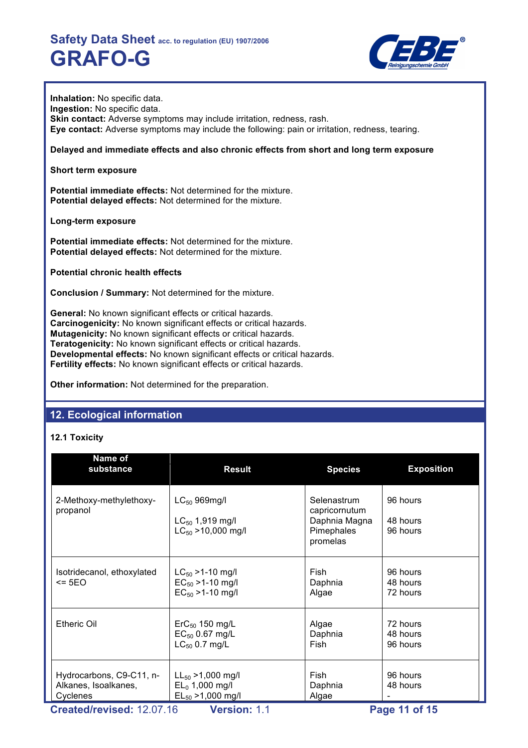**Inhalation:** No specific data.
**Ingestion:** No specific data.
**Skin contact:** Adverse symptoms may include irritation, redness, rash.
**Eye contact:** Adverse symptoms may include the following: pain or irritation, redness, tearing.

**Delayed and immediate effects and also chronic effects from short and long term exposure**

**Short term exposure**

**Potential immediate effects:** Not determined for the mixture.
**Potential delayed effects:** Not determined for the mixture.

**Long-term exposure**

**Potential immediate effects:** Not determined for the mixture.
**Potential delayed effects:** Not determined for the mixture.

**Potential chronic health effects**

**Conclusion / Summary:** Not determined for the mixture.

**General:** No known significant effects or critical hazards.
**Carcinogenicity:** No known significant effects or critical hazards.
**Mutagenicity:** No known significant effects or critical hazards.
**Teratogenicity:** No known significant effects or critical hazards.
**Developmental effects:** No known significant effects or critical hazards.
**Fertility effects:** No known significant effects or critical hazards.

**Other information:** Not determined for the preparation.

## 12. Ecological information

### 12.1 Toxicity

| Name of substance | Result | Species | Exposition |
|---|---|---|---|
| 2-Methoxy-methylethoxy-propanol | $LC_{50}$ 969mg/l<br>$LC_{50}$ 1,919 mg/l<br>$LC_{50}$ >10,000 mg/l | Selenastrum capricornutum<br>Daphnia Magna<br>Pimephales promelas | 96 hours<br>48 hours<br>96 hours |
| Isotridecanol, ethoxylated <= 5EO | $LC_{50}$ >1-10 mg/l<br>$EC_{50}$ >1-10 mg/l<br>$EC_{50}$ >1-10 mg/l | Fish<br>Daphnia<br>Algae | 96 hours<br>48 hours<br>72 hours |
| Etheric Oil | $ErC_{50}$ 150 mg/L<br>$EC_{50}$ 0.67 mg/L<br>$LC_{50}$ 0.7 mg/L | Algae<br>Daphnia<br>Fish | 72 hours<br>48 hours<br>96 hours |
| Hydrocarbons, C9-C11, n-Alkanes, Isoalkanes, Cyclenes | $LL_{50}$ >1,000 mg/l<br>$EL_{0}$ 1,000 mg/l<br>$EL_{50}$ >1,000 mg/l | Fish<br>Daphnia<br>Algae | 96 hours<br>48 hours<br>- |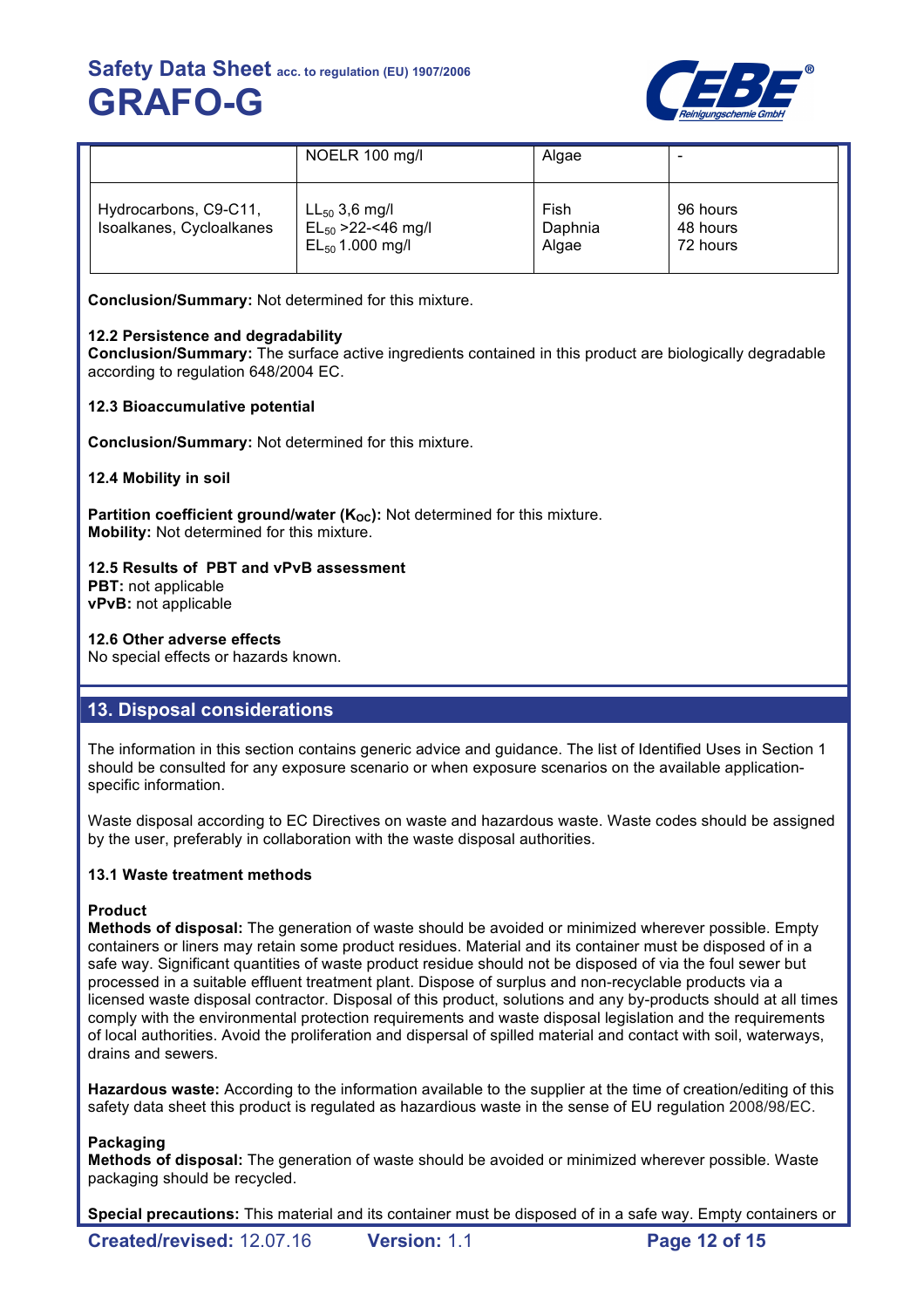|  | NOELR 100 mg/l | Algae | - |
|---|---|---|---|
| Hydrocarbons, C9-C11, Isoalkanes, Cycloalkanes | $LL_{50}$ 3,6 mg/l<br>$EL_{50}$ >22-<46 mg/l<br>$EL_{50}$ 1.000 mg/l | Fish<br>Daphnia<br>Algae | 96 hours<br>48 hours<br>72 hours |

**Conclusion/Summary:** Not determined for this mixture.

**12.2 Persistence and degradability**
**Conclusion/Summary:** The surface active ingredients contained in this product are biologically degradable according to regulation 648/2004 EC.

**12.3 Bioaccumulative potential**

**Conclusion/Summary:** Not determined for this mixture.

**12.4 Mobility in soil**

**Partition coefficient ground/water ($K_{OC}$):** Not determined for this mixture.
**Mobility:** Not determined for this mixture.

**12.5 Results of PBT and vPvB assessment**
**PBT:** not applicable
**vPvB:** not applicable

**12.6 Other adverse effects**
No special effects or hazards known.

## 13. Disposal considerations

The information in this section contains generic advice and guidance. The list of Identified Uses in Section 1 should be consulted for any exposure scenario or when exposure scenarios on the available application-specific information.

Waste disposal according to EC Directives on waste and hazardous waste. Waste codes should be assigned by the user, preferably in collaboration with the waste disposal authorities.

**13.1 Waste treatment methods**

**Product**
**Methods of disposal:** The generation of waste should be avoided or minimized wherever possible. Empty containers or liners may retain some product residues. Material and its container must be disposed of in a safe way. Significant quantities of waste product residue should not be disposed of via the foul sewer but processed in a suitable effluent treatment plant. Dispose of surplus and non-recyclable products via a licensed waste disposal contractor. Disposal of this product, solutions and any by-products should at all times comply with the environmental protection requirements and waste disposal legislation and the requirements of local authorities. Avoid the proliferation and dispersal of spilled material and contact with soil, waterways, drains and sewers.

**Hazardous waste:** According to the information available to the supplier at the time of creation/editing of this safety data sheet this product is regulated as hazardious waste in the sense of EU regulation 2008/98/EC.

**Packaging**
**Methods of disposal:** The generation of waste should be avoided or minimized wherever possible. Waste packaging should be recycled.

**Special precautions:** This material and its container must be disposed of in a safe way. Empty containers or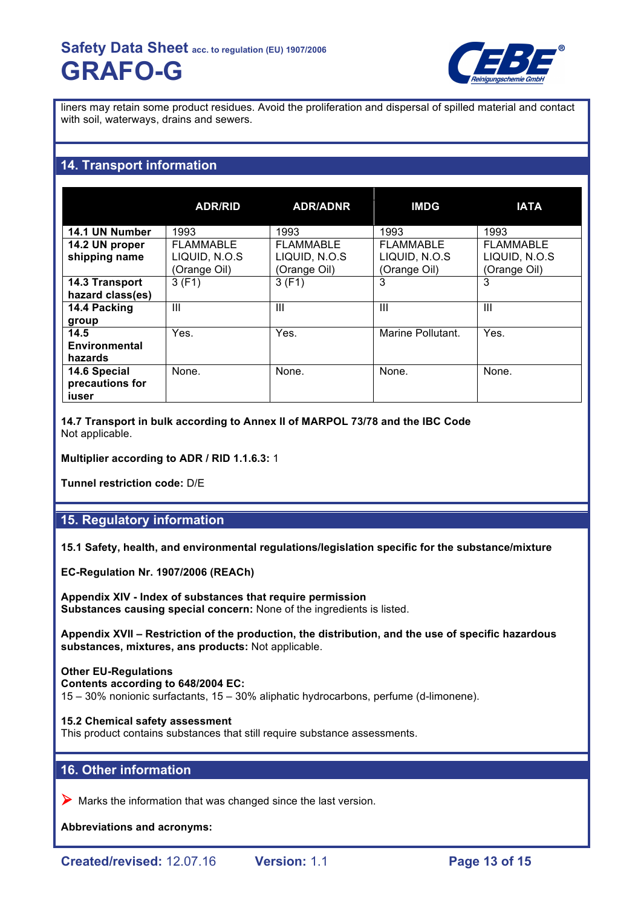liners may retain some product residues. Avoid the proliferation and dispersal of spilled material and contact with soil, waterways, drains and sewers.

## 14. Transport information

| | ADR/RID | ADR/ADNR | IMDG | IATA |
|---|---|---|---|---|
| **14.1 UN Number** | 1993 | 1993 | 1993 | 1993 |
| **14.2 UN proper shipping name** | FLAMMABLE LIQUID, N.O.S (Orange Oil) | FLAMMABLE LIQUID, N.O.S (Orange Oil) | FLAMMABLE LIQUID, N.O.S (Orange Oil) | FLAMMABLE LIQUID, N.O.S (Orange Oil) |
| **14.3 Transport hazard class(es)** | 3 (F1) | 3 (F1) | 3 | 3 |
| **14.4 Packing group** | III | III | III | III |
| **14.5 Environmental hazards** | Yes. | Yes. | Marine Pollutant. | Yes. |
| **14.6 Special precautions for iuser** | None. | None. | None. | None. |

**14.7 Transport in bulk according to Annex II of MARPOL 73/78 and the IBC Code**
Not applicable.

**Multiplier according to ADR / RID 1.1.6.3:** 1

**Tunnel restriction code:** D/E

## 15. Regulatory information

**15.1 Safety, health, and environmental regulations/legislation specific for the substance/mixture**

**EC-Regulation Nr. 1907/2006 (REACh)**

**Appendix XIV - Index of substances that require permission**
**Substances causing special concern:** None of the ingredients is listed.

**Appendix XVII – Restriction of the production, the distribution, and the use of specific hazardous substances, mixtures, ans products:** Not applicable.

**Other EU-Regulations**
**Contents according to 648/2004 EC:**
15 – 30% nonionic surfactants, 15 – 30% aliphatic hydrocarbons, perfume (d-limonene).

**15.2 Chemical safety assessment**
This product contains substances that still require substance assessments.

## 16. Other information

➤ Marks the information that was changed since the last version.

**Abbreviations and acronyms:**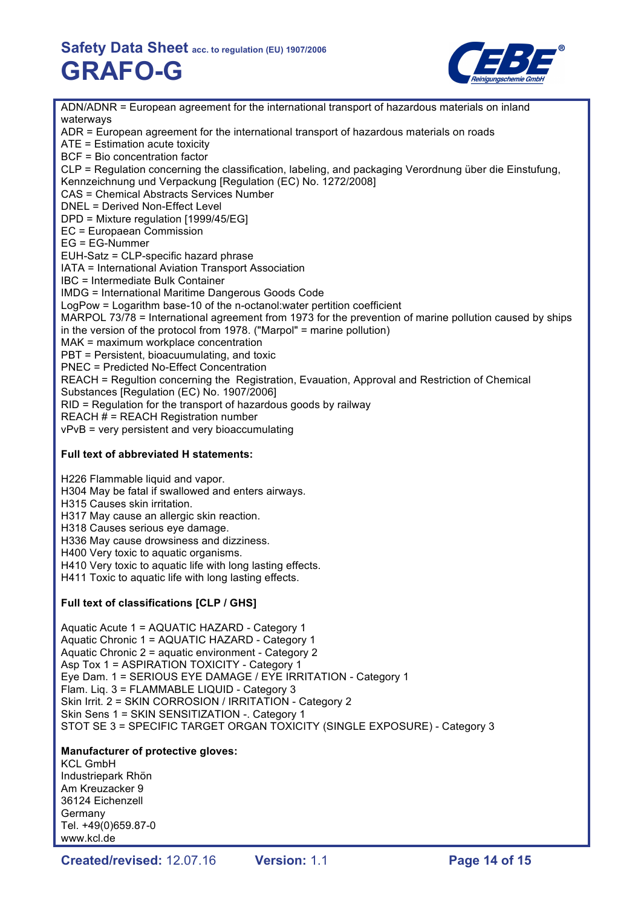ADN/ADNR = European agreement for the international transport of hazardous materials on inland waterways
ADR = European agreement for the international transport of hazardous materials on roads
ATE = Estimation acute toxicity
BCF = Bio concentration factor
CLP = Regulation concerning the classification, labeling, and packaging Verordnung über die Einstufung, Kennzeichnung und Verpackung [Regulation (EC) No. 1272/2008]
CAS = Chemical Abstracts Services Number
DNEL = Derived Non-Effect Level
DPD = Mixture regulation [1999/45/EG]
EC = Europaean Commission
EG = EG-Nummer
EUH-Satz = CLP-specific hazard phrase
IATA = International Aviation Transport Association
IBC = Intermediate Bulk Container
IMDG = International Maritime Dangerous Goods Code
LogPow = Logarithm base-10 of the n-octanol:water pertition coefficient
MARPOL 73/78 = International agreement from 1973 for the prevention of marine pollution caused by ships in the version of the protocol from 1978. ("Marpol" = marine pollution)
MAK = maximum workplace concentration
PBT = Persistent, bioacuumulating, and toxic
PNEC = Predicted No-Effect Concentration
REACH = Regultion concerning the Registration, Evauation, Approval and Restriction of Chemical Substances [Regulation (EC) No. 1907/2006]
RID = Regulation for the transport of hazardous goods by railway
REACH # = REACH Registration number
vPvB = very persistent and very bioaccumulating

**Full text of abbreviated H statements:**

H226 Flammable liquid and vapor.
H304 May be fatal if swallowed and enters airways.
H315 Causes skin irritation.
H317 May cause an allergic skin reaction.
H318 Causes serious eye damage.
H336 May cause drowsiness and dizziness.
H400 Very toxic to aquatic organisms.
H410 Very toxic to aquatic life with long lasting effects.
H411 Toxic to aquatic life with long lasting effects.

**Full text of classifications [CLP / GHS]**

Aquatic Acute 1 = AQUATIC HAZARD - Category 1
Aquatic Chronic 1 = AQUATIC HAZARD - Category 1
Aquatic Chronic 2 = aquatic environment - Category 2
Asp Tox 1 = ASPIRATION TOXICITY - Category 1
Eye Dam. 1 = SERIOUS EYE DAMAGE / EYE IRRITATION - Category 1
Flam. Liq. 3 = FLAMMABLE LIQUID - Category 3
Skin Irrit. 2 = SKIN CORROSION / IRRITATION - Category 2
Skin Sens 1 = SKIN SENSITIZATION -. Category 1
STOT SE 3 = SPECIFIC TARGET ORGAN TOXICITY (SINGLE EXPOSURE) - Category 3

**Manufacturer of protective gloves:**
KCL GmbH
Industriepark Rhön
Am Kreuzacker 9
36124 Eichenzell
Germany
Tel. +49(0)659.87-0
www.kcl.de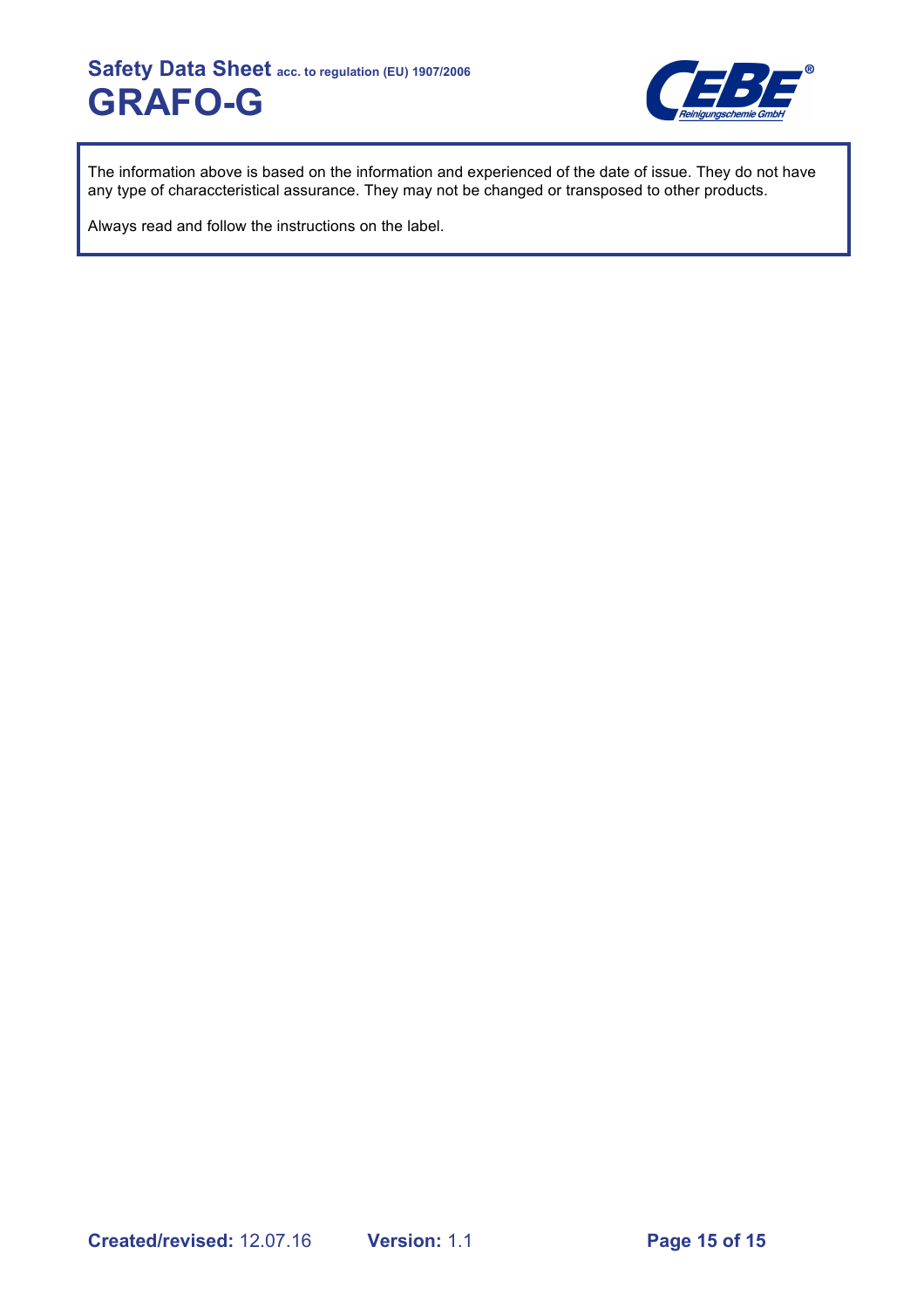The information above is based on the information and experienced of the date of issue. They do not have any type of characcteristical assurance. They may not be changed or transposed to other products.

Always read and follow the instructions on the label.